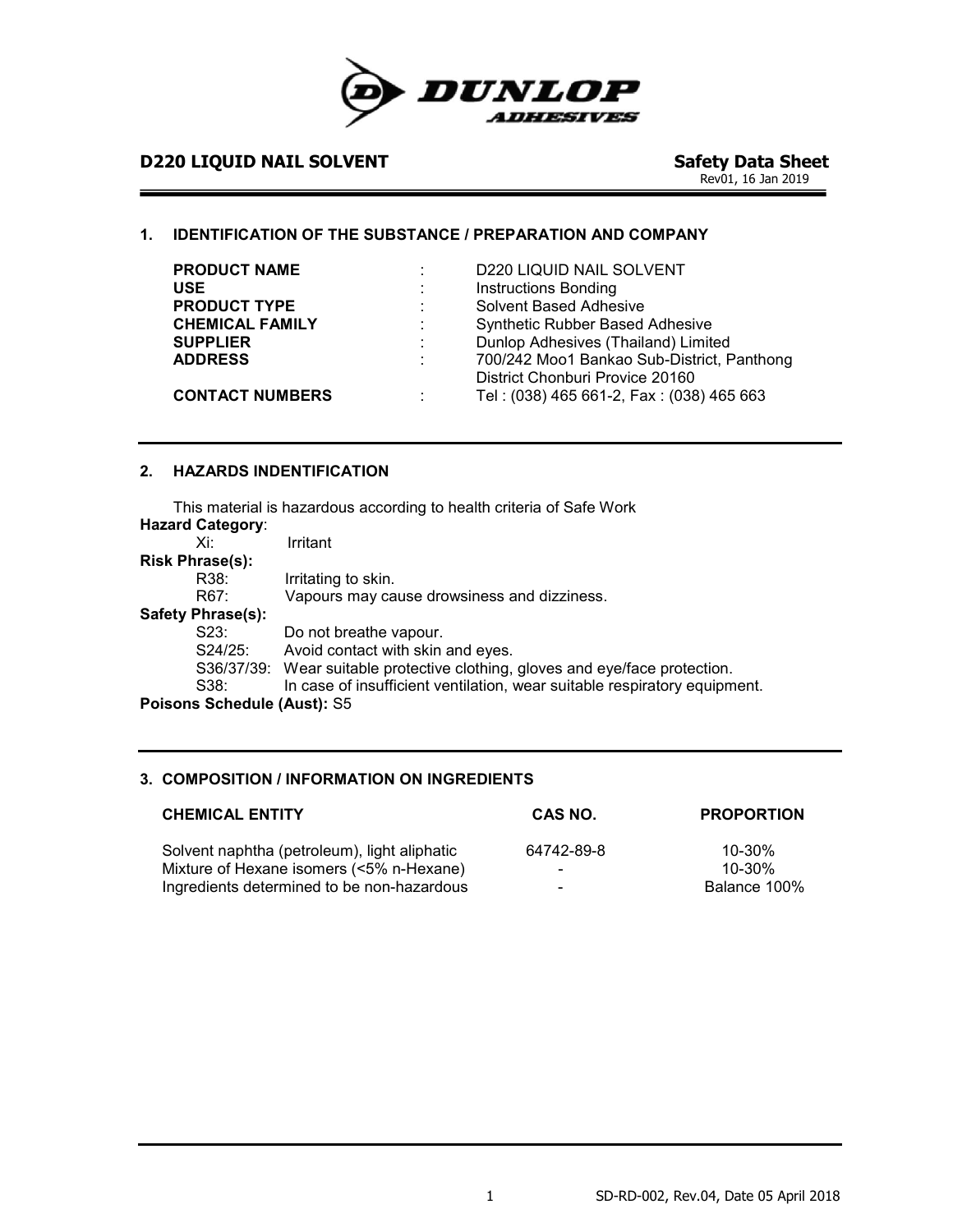**DUNLOP ADHESIVES**

**D220 LIQUID NAIL SOLVENT** **Safety Data Sheet**

Rev01, 16 Jan 2019

## 1. IDENTIFICATION OF THE SUBSTANCE / PREPARATION AND COMPANY

| | | |
|---|---|---|
| **PRODUCT NAME** | : | D220 LIQUID NAIL SOLVENT |
| **USE** | : | Instructions Bonding |
| **PRODUCT TYPE** | : | Solvent Based Adhesive |
| **CHEMICAL FAMILY** | : | Synthetic Rubber Based Adhesive |
| **SUPPLIER** | : | Dunlop Adhesives (Thailand) Limited |
| **ADDRESS** | : | 700/242 Moo1 Bankao Sub-District, Panthong District Chonburi Provice 20160 |
| **CONTACT NUMBERS** | : | Tel : (038) 465 661-2, Fax : (038) 465 663 |

## 2. HAZARDS INDENTIFICATION

This material is hazardous according to health criteria of Safe Work

**Hazard Category**:

Xi: Irritant

**Risk Phrase(s):**

R38: Irritating to skin.

R67: Vapours may cause drowsiness and dizziness.

**Safety Phrase(s):**

S23: Do not breathe vapour.

S24/25: Avoid contact with skin and eyes.

S36/37/39: Wear suitable protective clothing, gloves and eye/face protection.

S38: In case of insufficient ventilation, wear suitable respiratory equipment.

**Poisons Schedule (Aust):** S5

## 3. COMPOSITION / INFORMATION ON INGREDIENTS

| CHEMICAL ENTITY | CAS NO. | PROPORTION |
|---|---|---|
| Solvent naphtha (petroleum), light aliphatic | 64742-89-8 | 10-30% |
| Mixture of Hexane isomers (<5% n-Hexane) | - | 10-30% |
| Ingredients determined to be non-hazardous | - | Balance 100% |

SD-RD-002, Rev.04, Date 05 April 2018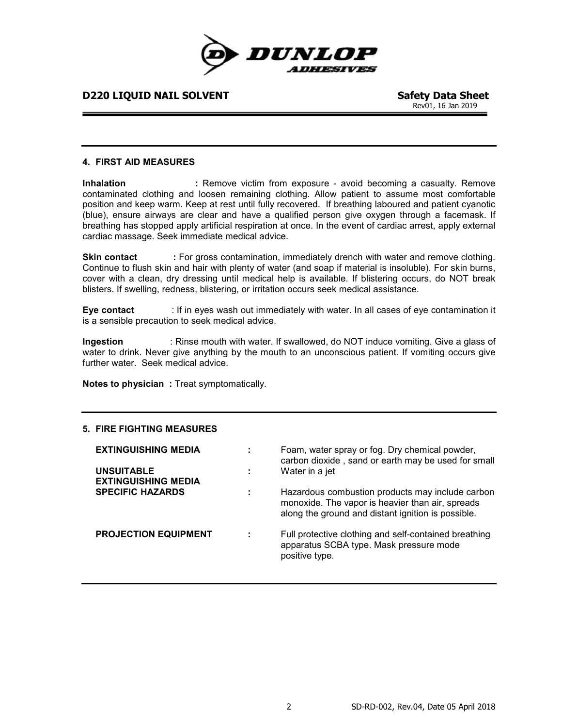## 4. FIRST AID MEASURES

**Inhalation** **:** Remove victim from exposure - avoid becoming a casualty. Remove contaminated clothing and loosen remaining clothing. Allow patient to assume most comfortable position and keep warm. Keep at rest until fully recovered. If breathing laboured and patient cyanotic (blue), ensure airways are clear and have a qualified person give oxygen through a facemask. If breathing has stopped apply artificial respiration at once. In the event of cardiac arrest, apply external cardiac massage. Seek immediate medical advice.

**Skin contact** **:** For gross contamination, immediately drench with water and remove clothing. Continue to flush skin and hair with plenty of water (and soap if material is insoluble). For skin burns, cover with a clean, dry dressing until medical help is available. If blistering occurs, do NOT break blisters. If swelling, redness, blistering, or irritation occurs seek medical assistance.

**Eye contact** : If in eyes wash out immediately with water. In all cases of eye contamination it is a sensible precaution to seek medical advice.

**Ingestion** : Rinse mouth with water. If swallowed, do NOT induce vomiting. Give a glass of water to drink. Never give anything by the mouth to an unconscious patient. If vomiting occurs give further water. Seek medical advice.

**Notes to physician :** Treat symptomatically.

## 5. FIRE FIGHTING MEASURES

| | | |
|---|---|---|
| **EXTINGUISHING MEDIA** | : | Foam, water spray or fog. Dry chemical powder, carbon dioxide , sand or earth may be used for small |
| **UNSUITABLE EXTINGUISHING MEDIA** | : | Water in a jet |
| **SPECIFIC HAZARDS** | : | Hazardous combustion products may include carbon monoxide. The vapor is heavier than air, spreads along the ground and distant ignition is possible. |
| **PROJECTION EQUIPMENT** | : | Full protective clothing and self-contained breathing apparatus SCBA type. Mask pressure mode positive type. |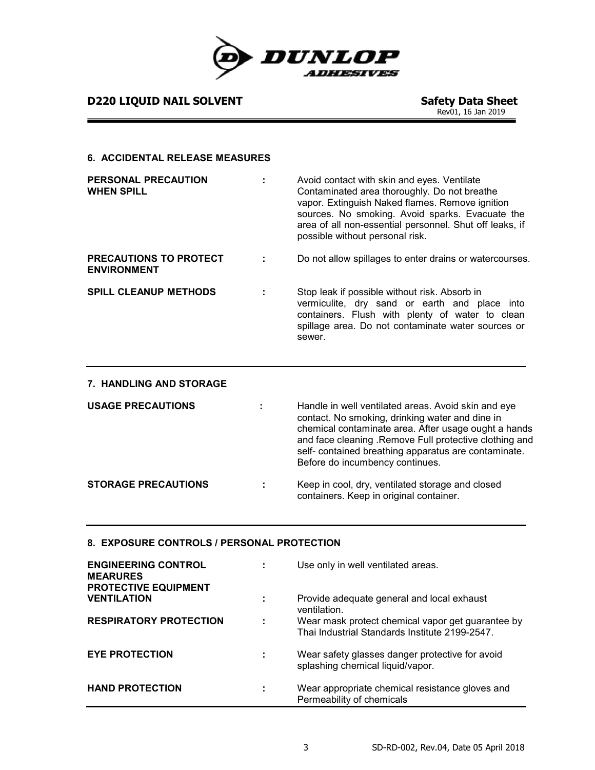## 6. ACCIDENTAL RELEASE MEASURES

| | | |
|---|---|---|
| **PERSONAL PRECAUTION WHEN SPILL** | : | Avoid contact with skin and eyes. Ventilate Contaminated area thoroughly. Do not breathe vapor. Extinguish Naked flames. Remove ignition sources. No smoking. Avoid sparks. Evacuate the area of all non-essential personnel. Shut off leaks, if possible without personal risk. |
| **PRECAUTIONS TO PROTECT ENVIRONMENT** | : | Do not allow spillages to enter drains or watercourses. |
| **SPILL CLEANUP METHODS** | : | Stop leak if possible without risk. Absorb in vermiculite, dry sand or earth and place into containers. Flush with plenty of water to clean spillage area. Do not contaminate water sources or sewer. |

## 7. HANDLING AND STORAGE

| | | |
|---|---|---|
| **USAGE PRECAUTIONS** | : | Handle in well ventilated areas. Avoid skin and eye contact. No smoking, drinking water and dine in chemical contaminate area. After usage ought a hands and face cleaning .Remove Full protective clothing and self- contained breathing apparatus are contaminate. Before do incumbency continues. |
| **STORAGE PRECAUTIONS** | : | Keep in cool, dry, ventilated storage and closed containers. Keep in original container. |

## 8. EXPOSURE CONTROLS / PERSONAL PROTECTION

| | | |
|---|---|---|
| **ENGINEERING CONTROL MEARURES** | : | Use only in well ventilated areas. |
| **PROTECTIVE EQUIPMENT** | | |
| **VENTILATION** | : | Provide adequate general and local exhaust ventilation. |
| **RESPIRATORY PROTECTION** | : | Wear mask protect chemical vapor get guarantee by Thai Industrial Standards Institute 2199-2547. |
| **EYE PROTECTION** | : | Wear safety glasses danger protective for avoid splashing chemical liquid/vapor. |
| **HAND PROTECTION** | : | Wear appropriate chemical resistance gloves and Permeability of chemicals |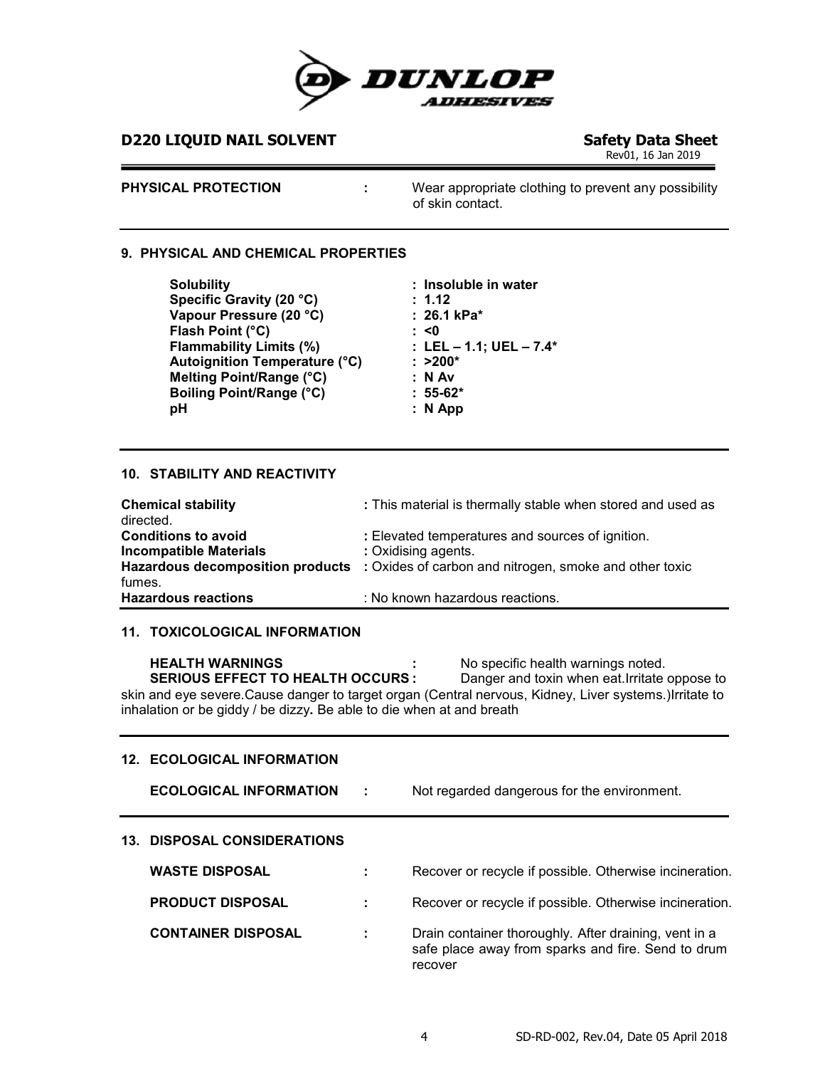**PHYSICAL PROTECTION** : Wear appropriate clothing to prevent any possibility of skin contact.

## 9. PHYSICAL AND CHEMICAL PROPERTIES

| | |
|---|---|
| **Solubility** | **: Insoluble in water** |
| **Specific Gravity (20 °C)** | **: 1.12** |
| **Vapour Pressure (20 °C)** | **: 26.1 kPa*** |
| **Flash Point (°C)** | **: <0** |
| **Flammability Limits (%)** | **: LEL – 1.1; UEL – 7.4*** |
| **Autoignition Temperature (°C)** | **: >200*** |
| **Melting Point/Range (°C)** | **: N Av** |
| **Boiling Point/Range (°C)** | **: 55-62*** |
| **pH** | **: N App** |

## 10. STABILITY AND REACTIVITY

**Chemical stability** : This material is thermally stable when stored and used as directed.

**Conditions to avoid** : Elevated temperatures and sources of ignition.

**Incompatible Materials** : Oxidising agents.

**Hazardous decomposition products** : Oxides of carbon and nitrogen, smoke and other toxic fumes.

**Hazardous reactions** : No known hazardous reactions.

## 11. TOXICOLOGICAL INFORMATION

**HEALTH WARNINGS** : No specific health warnings noted.

**SERIOUS EFFECT TO HEALTH OCCURS :** Danger and toxin when eat.Irritate oppose to skin and eye severe.Cause danger to target organ (Central nervous, Kidney, Liver systems.)Irritate to inhalation or be giddy / be dizzy**.** Be able to die when at and breath

## 12. ECOLOGICAL INFORMATION

**ECOLOGICAL INFORMATION** : Not regarded dangerous for the environment.

## 13. DISPOSAL CONSIDERATIONS

**WASTE DISPOSAL** : Recover or recycle if possible. Otherwise incineration.

**PRODUCT DISPOSAL** : Recover or recycle if possible. Otherwise incineration.

**CONTAINER DISPOSAL** : Drain container thoroughly. After draining, vent in a safe place away from sparks and fire. Send to drum recover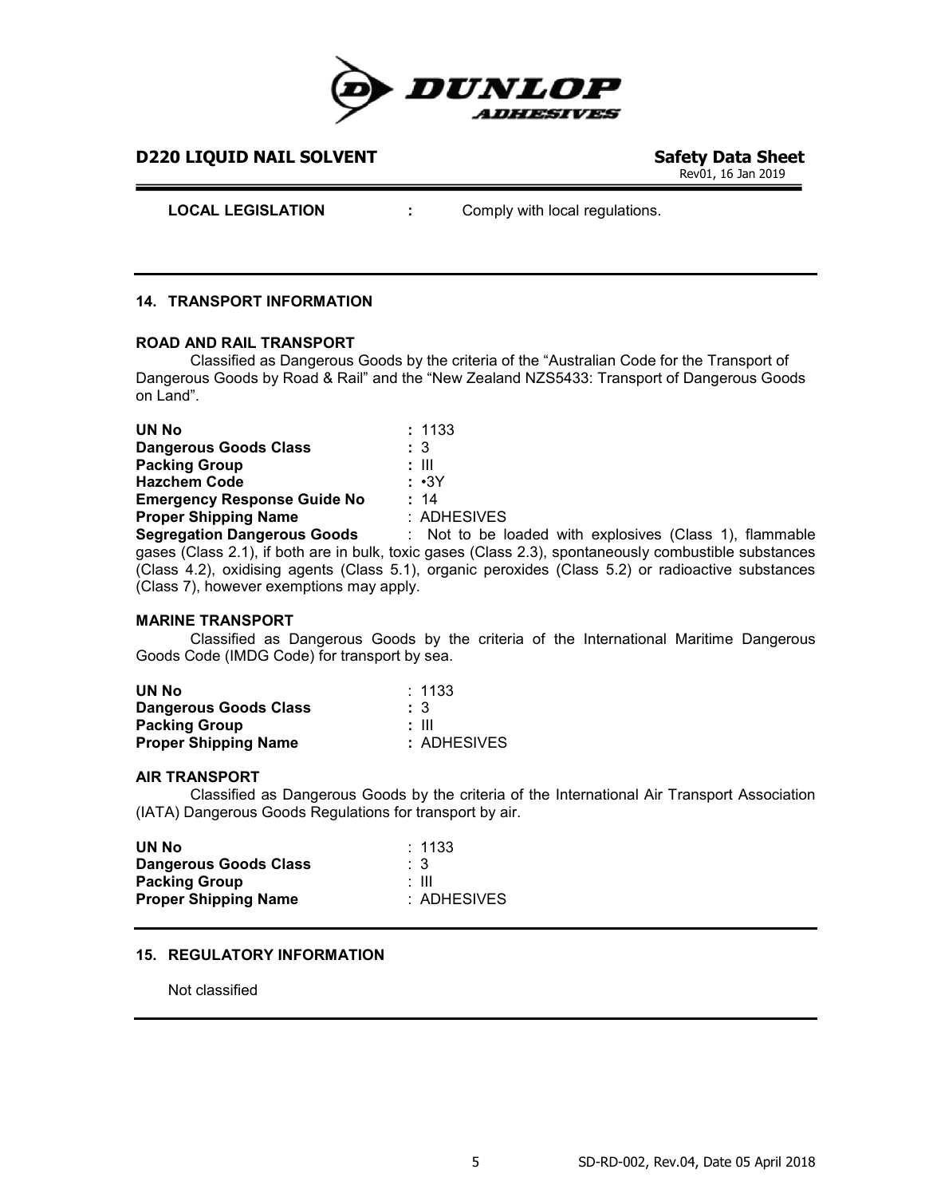**LOCAL LEGISLATION** : Comply with local regulations.

## 14. TRANSPORT INFORMATION

### ROAD AND RAIL TRANSPORT

Classified as Dangerous Goods by the criteria of the "Australian Code for the Transport of Dangerous Goods by Road & Rail" and the "New Zealand NZS5433: Transport of Dangerous Goods on Land".

**UN No** : 1133
**Dangerous Goods Class** : 3
**Packing Group** : III
**Hazchem Code** : •3Y
**Emergency Response Guide No** : 14
**Proper Shipping Name** : ADHESIVES
**Segregation Dangerous Goods** : Not to be loaded with explosives (Class 1), flammable gases (Class 2.1), if both are in bulk, toxic gases (Class 2.3), spontaneously combustible substances (Class 4.2), oxidising agents (Class 5.1), organic peroxides (Class 5.2) or radioactive substances (Class 7), however exemptions may apply.

### MARINE TRANSPORT

Classified as Dangerous Goods by the criteria of the International Maritime Dangerous Goods Code (IMDG Code) for transport by sea.

**UN No** : 1133
**Dangerous Goods Class** : 3
**Packing Group** : III
**Proper Shipping Name** : ADHESIVES

### AIR TRANSPORT

Classified as Dangerous Goods by the criteria of the International Air Transport Association (IATA) Dangerous Goods Regulations for transport by air.

**UN No** : 1133
**Dangerous Goods Class** : 3
**Packing Group** : III
**Proper Shipping Name** : ADHESIVES

## 15. REGULATORY INFORMATION

Not classified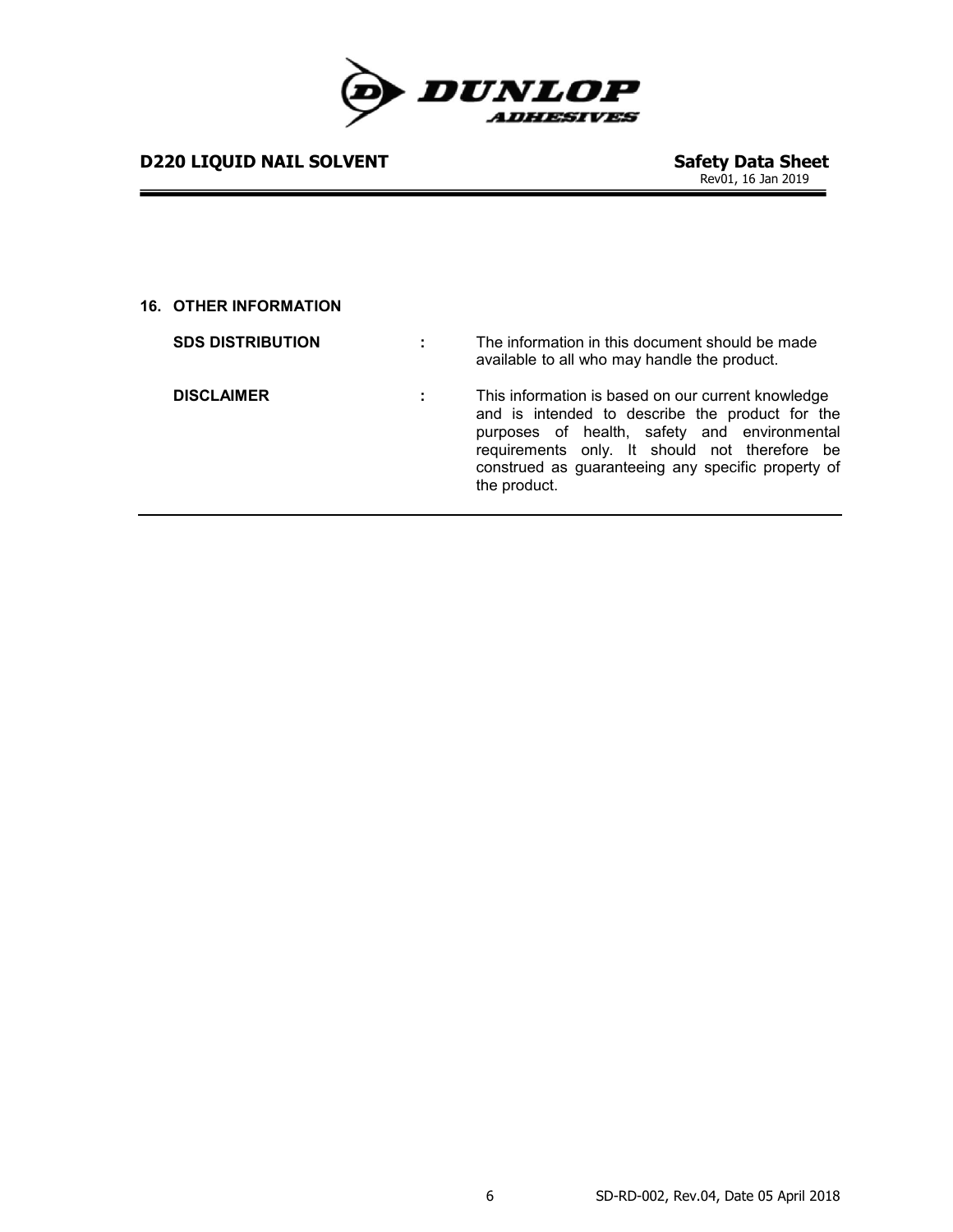## 16. OTHER INFORMATION

| | | |
|---|---|---|
| **SDS DISTRIBUTION** | : | The information in this document should be made available to all who may handle the product. |
| **DISCLAIMER** | : | This information is based on our current knowledge and is intended to describe the product for the purposes of health, safety and environmental requirements only. It should not therefore be construed as guaranteeing any specific property of the product. |